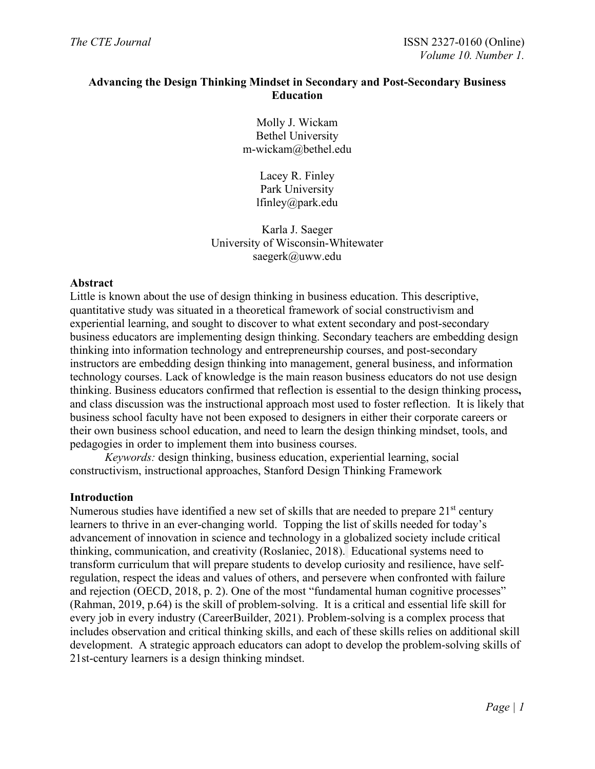# Advancing the Design Thinking Mindset in Secondary and Post-Secondary Business Education

Molly J. Wickam
Bethel University
m-wickam@bethel.edu

Lacey R. Finley
Park University
lfinley@park.edu

Karla J. Saeger
University of Wisconsin-Whitewater
saegerk@uww.edu

## Abstract

Little is known about the use of design thinking in business education. This descriptive, quantitative study was situated in a theoretical framework of social constructivism and experiential learning, and sought to discover to what extent secondary and post-secondary business educators are implementing design thinking. Secondary teachers are embedding design thinking into information technology and entrepreneurship courses, and post-secondary instructors are embedding design thinking into management, general business, and information technology courses. Lack of knowledge is the main reason business educators do not use design thinking. Business educators confirmed that reflection is essential to the design thinking process**,** and class discussion was the instructional approach most used to foster reflection. It is likely that business school faculty have not been exposed to designers in either their corporate careers or their own business school education, and need to learn the design thinking mindset, tools, and pedagogies in order to implement them into business courses.

*Keywords:* design thinking, business education, experiential learning, social constructivism, instructional approaches, Stanford Design Thinking Framework

## Introduction

Numerous studies have identified a new set of skills that are needed to prepare 21st century learners to thrive in an ever-changing world. Topping the list of skills needed for today's advancement of innovation in science and technology in a globalized society include critical thinking, communication, and creativity (Roslaniec, 2018). Educational systems need to transform curriculum that will prepare students to develop curiosity and resilience, have self-regulation, respect the ideas and values of others, and persevere when confronted with failure and rejection (OECD, 2018, p. 2). One of the most "fundamental human cognitive processes" (Rahman, 2019, p.64) is the skill of problem-solving. It is a critical and essential life skill for every job in every industry (CareerBuilder, 2021). Problem-solving is a complex process that includes observation and critical thinking skills, and each of these skills relies on additional skill development. A strategic approach educators can adopt to develop the problem-solving skills of 21st-century learners is a design thinking mindset.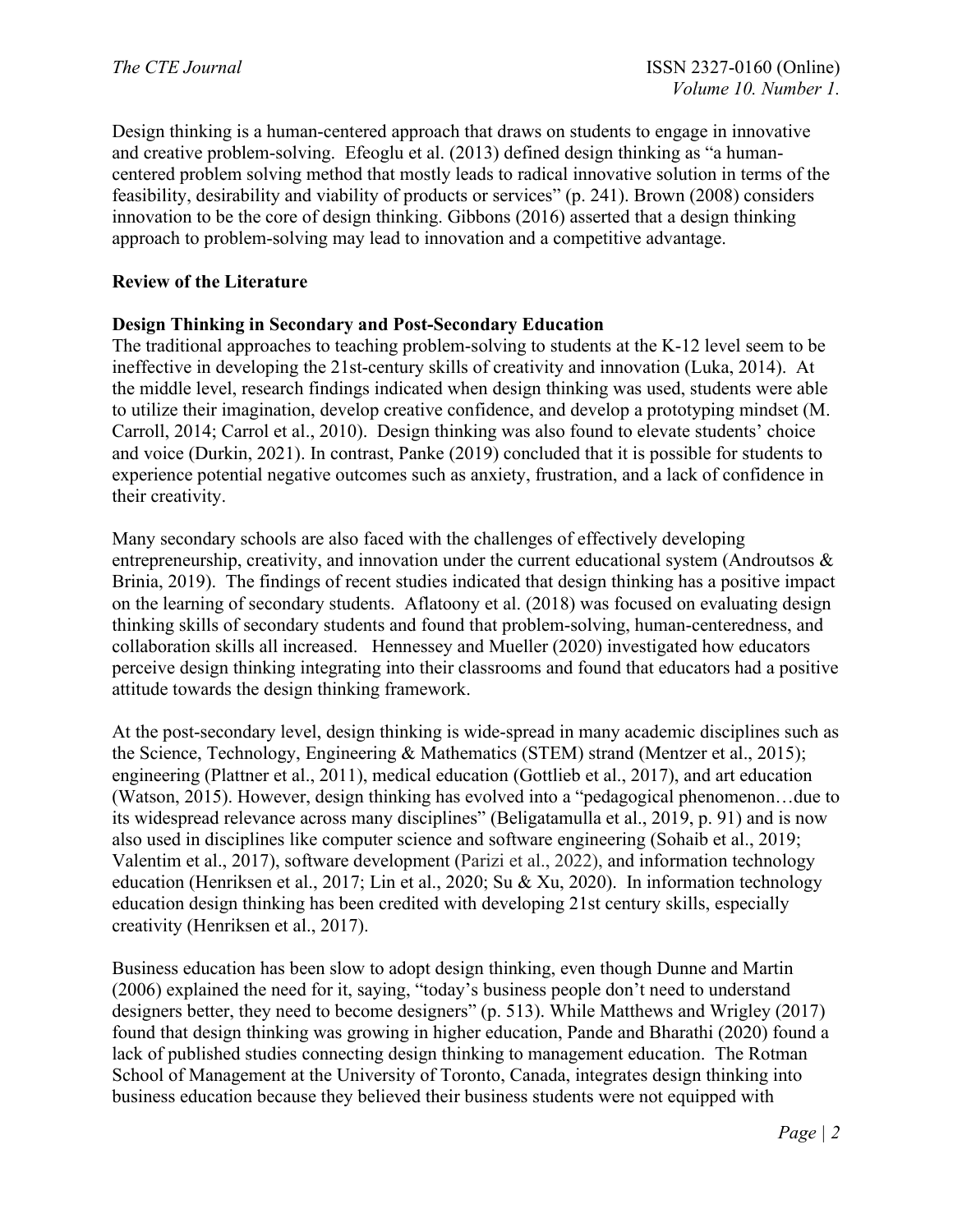Design thinking is a human-centered approach that draws on students to engage in innovative and creative problem-solving. Efeoglu et al. (2013) defined design thinking as "a human-centered problem solving method that mostly leads to radical innovative solution in terms of the feasibility, desirability and viability of products or services" (p. 241). Brown (2008) considers innovation to be the core of design thinking. Gibbons (2016) asserted that a design thinking approach to problem-solving may lead to innovation and a competitive advantage.

## Review of the Literature

### Design Thinking in Secondary and Post-Secondary Education

The traditional approaches to teaching problem-solving to students at the K-12 level seem to be ineffective in developing the 21st-century skills of creativity and innovation (Luka, 2014). At the middle level, research findings indicated when design thinking was used, students were able to utilize their imagination, develop creative confidence, and develop a prototyping mindset (M. Carroll, 2014; Carrol et al., 2010). Design thinking was also found to elevate students' choice and voice (Durkin, 2021). In contrast, Panke (2019) concluded that it is possible for students to experience potential negative outcomes such as anxiety, frustration, and a lack of confidence in their creativity.

Many secondary schools are also faced with the challenges of effectively developing entrepreneurship, creativity, and innovation under the current educational system (Androutsos & Brinia, 2019). The findings of recent studies indicated that design thinking has a positive impact on the learning of secondary students. Aflatoony et al. (2018) was focused on evaluating design thinking skills of secondary students and found that problem-solving, human-centeredness, and collaboration skills all increased. Hennessey and Mueller (2020) investigated how educators perceive design thinking integrating into their classrooms and found that educators had a positive attitude towards the design thinking framework.

At the post-secondary level, design thinking is wide-spread in many academic disciplines such as the Science, Technology, Engineering & Mathematics (STEM) strand (Mentzer et al., 2015); engineering (Plattner et al., 2011), medical education (Gottlieb et al., 2017), and art education (Watson, 2015). However, design thinking has evolved into a "pedagogical phenomenon…due to its widespread relevance across many disciplines" (Beligatamulla et al., 2019, p. 91) and is now also used in disciplines like computer science and software engineering (Sohaib et al., 2019; Valentim et al., 2017), software development (Parizi et al., 2022), and information technology education (Henriksen et al., 2017; Lin et al., 2020; Su & Xu, 2020). In information technology education design thinking has been credited with developing 21st century skills, especially creativity (Henriksen et al., 2017).

Business education has been slow to adopt design thinking, even though Dunne and Martin (2006) explained the need for it, saying, "today's business people don't need to understand designers better, they need to become designers" (p. 513). While Matthews and Wrigley (2017) found that design thinking was growing in higher education, Pande and Bharathi (2020) found a lack of published studies connecting design thinking to management education. The Rotman School of Management at the University of Toronto, Canada, integrates design thinking into business education because they believed their business students were not equipped with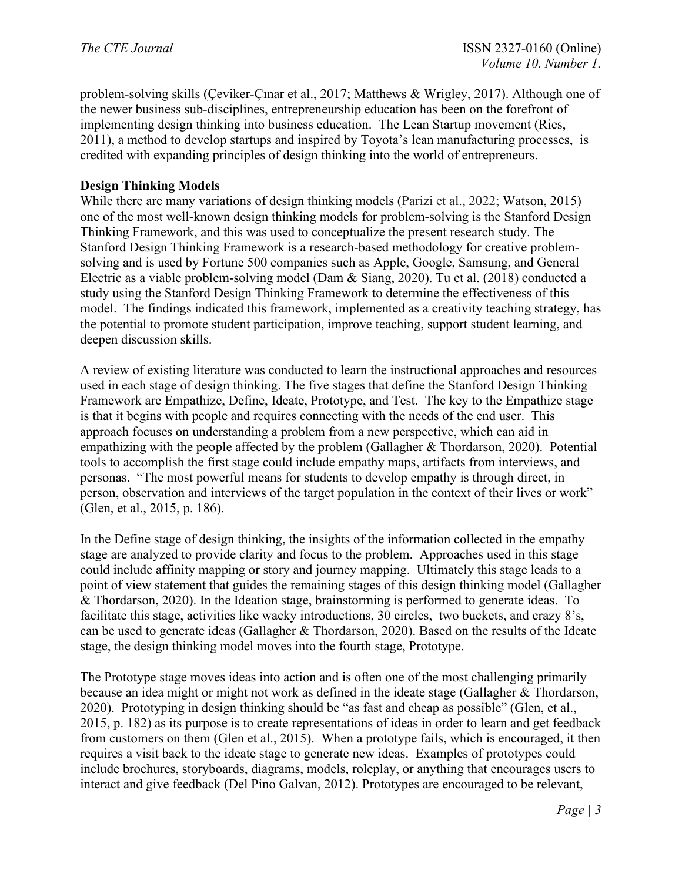problem-solving skills (Çeviker-Çınar et al., 2017; Matthews & Wrigley, 2017). Although one of the newer business sub-disciplines, entrepreneurship education has been on the forefront of implementing design thinking into business education. The Lean Startup movement (Ries, 2011), a method to develop startups and inspired by Toyota's lean manufacturing processes, is credited with expanding principles of design thinking into the world of entrepreneurs.

**Design Thinking Models**

While there are many variations of design thinking models (Parizi et al., 2022; Watson, 2015) one of the most well-known design thinking models for problem-solving is the Stanford Design Thinking Framework, and this was used to conceptualize the present research study. The Stanford Design Thinking Framework is a research-based methodology for creative problem-solving and is used by Fortune 500 companies such as Apple, Google, Samsung, and General Electric as a viable problem-solving model (Dam & Siang, 2020). Tu et al. (2018) conducted a study using the Stanford Design Thinking Framework to determine the effectiveness of this model. The findings indicated this framework, implemented as a creativity teaching strategy, has the potential to promote student participation, improve teaching, support student learning, and deepen discussion skills.

A review of existing literature was conducted to learn the instructional approaches and resources used in each stage of design thinking. The five stages that define the Stanford Design Thinking Framework are Empathize, Define, Ideate, Prototype, and Test. The key to the Empathize stage is that it begins with people and requires connecting with the needs of the end user. This approach focuses on understanding a problem from a new perspective, which can aid in empathizing with the people affected by the problem (Gallagher & Thordarson, 2020). Potential tools to accomplish the first stage could include empathy maps, artifacts from interviews, and personas. "The most powerful means for students to develop empathy is through direct, in person, observation and interviews of the target population in the context of their lives or work" (Glen, et al., 2015, p. 186).

In the Define stage of design thinking, the insights of the information collected in the empathy stage are analyzed to provide clarity and focus to the problem. Approaches used in this stage could include affinity mapping or story and journey mapping. Ultimately this stage leads to a point of view statement that guides the remaining stages of this design thinking model (Gallagher & Thordarson, 2020). In the Ideation stage, brainstorming is performed to generate ideas. To facilitate this stage, activities like wacky introductions, 30 circles, two buckets, and crazy 8's, can be used to generate ideas (Gallagher & Thordarson, 2020). Based on the results of the Ideate stage, the design thinking model moves into the fourth stage, Prototype.

The Prototype stage moves ideas into action and is often one of the most challenging primarily because an idea might or might not work as defined in the ideate stage (Gallagher & Thordarson, 2020). Prototyping in design thinking should be "as fast and cheap as possible" (Glen, et al., 2015, p. 182) as its purpose is to create representations of ideas in order to learn and get feedback from customers on them (Glen et al., 2015). When a prototype fails, which is encouraged, it then requires a visit back to the ideate stage to generate new ideas. Examples of prototypes could include brochures, storyboards, diagrams, models, roleplay, or anything that encourages users to interact and give feedback (Del Pino Galvan, 2012). Prototypes are encouraged to be relevant,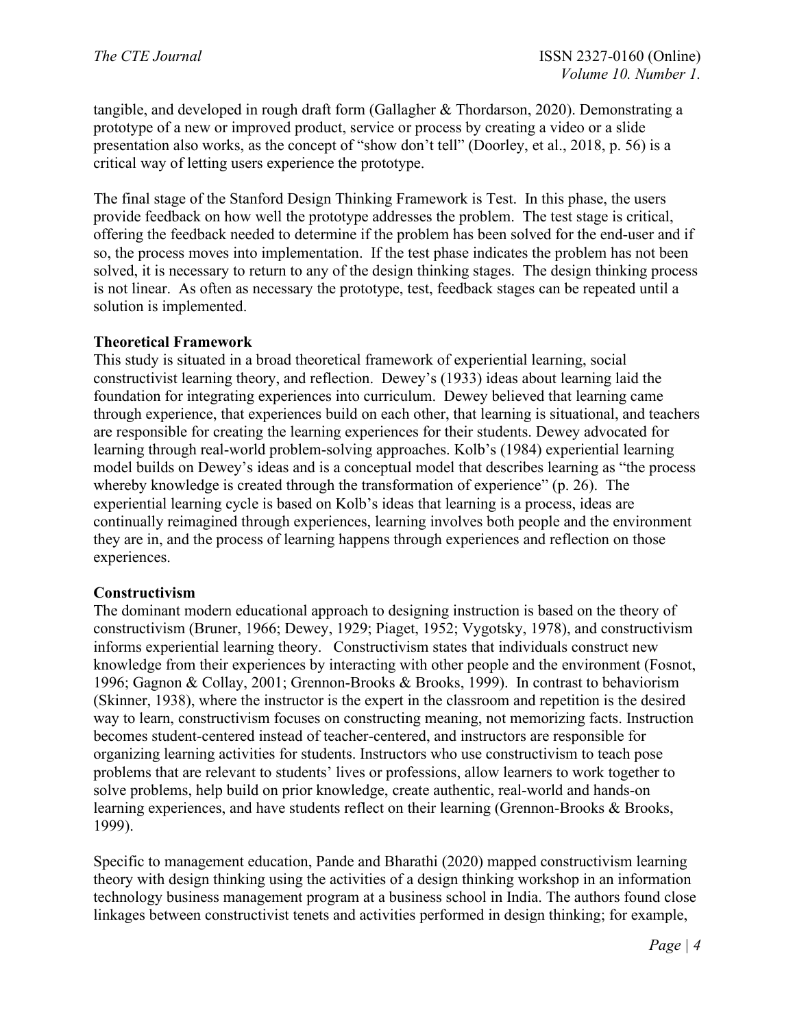tangible, and developed in rough draft form (Gallagher & Thordarson, 2020). Demonstrating a prototype of a new or improved product, service or process by creating a video or a slide presentation also works, as the concept of "show don't tell" (Doorley, et al., 2018, p. 56) is a critical way of letting users experience the prototype.

The final stage of the Stanford Design Thinking Framework is Test. In this phase, the users provide feedback on how well the prototype addresses the problem. The test stage is critical, offering the feedback needed to determine if the problem has been solved for the end-user and if so, the process moves into implementation. If the test phase indicates the problem has not been solved, it is necessary to return to any of the design thinking stages. The design thinking process is not linear. As often as necessary the prototype, test, feedback stages can be repeated until a solution is implemented.

## Theoretical Framework

This study is situated in a broad theoretical framework of experiential learning, social constructivist learning theory, and reflection. Dewey's (1933) ideas about learning laid the foundation for integrating experiences into curriculum. Dewey believed that learning came through experience, that experiences build on each other, that learning is situational, and teachers are responsible for creating the learning experiences for their students. Dewey advocated for learning through real-world problem-solving approaches. Kolb's (1984) experiential learning model builds on Dewey's ideas and is a conceptual model that describes learning as "the process whereby knowledge is created through the transformation of experience" (p. 26). The experiential learning cycle is based on Kolb's ideas that learning is a process, ideas are continually reimagined through experiences, learning involves both people and the environment they are in, and the process of learning happens through experiences and reflection on those experiences.

## Constructivism

The dominant modern educational approach to designing instruction is based on the theory of constructivism (Bruner, 1966; Dewey, 1929; Piaget, 1952; Vygotsky, 1978), and constructivism informs experiential learning theory. Constructivism states that individuals construct new knowledge from their experiences by interacting with other people and the environment (Fosnot, 1996; Gagnon & Collay, 2001; Grennon-Brooks & Brooks, 1999). In contrast to behaviorism (Skinner, 1938), where the instructor is the expert in the classroom and repetition is the desired way to learn, constructivism focuses on constructing meaning, not memorizing facts. Instruction becomes student-centered instead of teacher-centered, and instructors are responsible for organizing learning activities for students. Instructors who use constructivism to teach pose problems that are relevant to students' lives or professions, allow learners to work together to solve problems, help build on prior knowledge, create authentic, real-world and hands-on learning experiences, and have students reflect on their learning (Grennon-Brooks & Brooks, 1999).

Specific to management education, Pande and Bharathi (2020) mapped constructivism learning theory with design thinking using the activities of a design thinking workshop in an information technology business management program at a business school in India. The authors found close linkages between constructivist tenets and activities performed in design thinking; for example,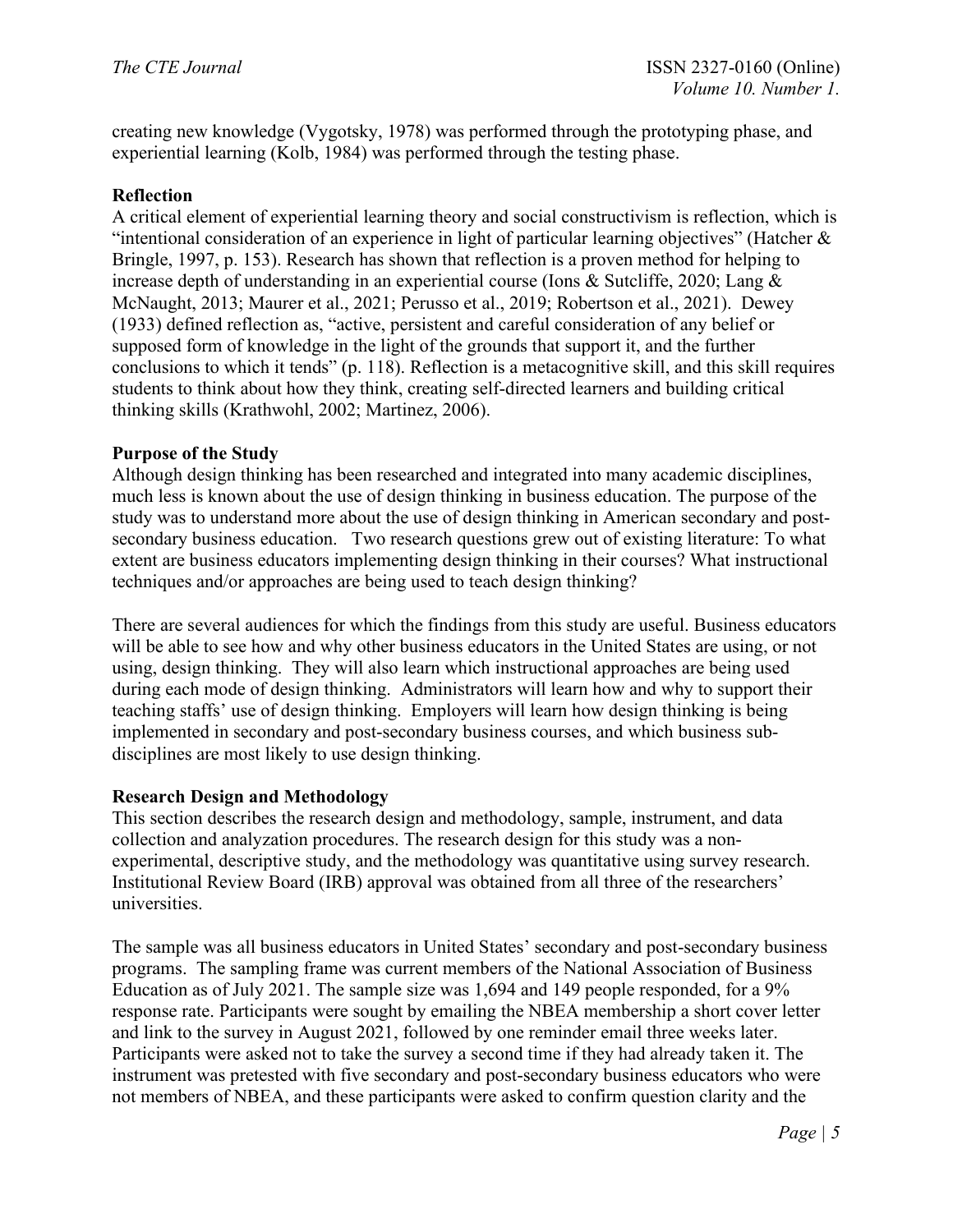creating new knowledge (Vygotsky, 1978) was performed through the prototyping phase, and experiential learning (Kolb, 1984) was performed through the testing phase.

## Reflection

A critical element of experiential learning theory and social constructivism is reflection, which is "intentional consideration of an experience in light of particular learning objectives" (Hatcher & Bringle, 1997, p. 153). Research has shown that reflection is a proven method for helping to increase depth of understanding in an experiential course (Ions & Sutcliffe, 2020; Lang & McNaught, 2013; Maurer et al., 2021; Perusso et al., 2019; Robertson et al., 2021). Dewey (1933) defined reflection as, "active, persistent and careful consideration of any belief or supposed form of knowledge in the light of the grounds that support it, and the further conclusions to which it tends" (p. 118). Reflection is a metacognitive skill, and this skill requires students to think about how they think, creating self-directed learners and building critical thinking skills (Krathwohl, 2002; Martinez, 2006).

## Purpose of the Study

Although design thinking has been researched and integrated into many academic disciplines, much less is known about the use of design thinking in business education. The purpose of the study was to understand more about the use of design thinking in American secondary and post-secondary business education. Two research questions grew out of existing literature: To what extent are business educators implementing design thinking in their courses? What instructional techniques and/or approaches are being used to teach design thinking?

There are several audiences for which the findings from this study are useful. Business educators will be able to see how and why other business educators in the United States are using, or not using, design thinking. They will also learn which instructional approaches are being used during each mode of design thinking. Administrators will learn how and why to support their teaching staffs' use of design thinking. Employers will learn how design thinking is being implemented in secondary and post-secondary business courses, and which business sub-disciplines are most likely to use design thinking.

## Research Design and Methodology

This section describes the research design and methodology, sample, instrument, and data collection and analyzation procedures. The research design for this study was a non-experimental, descriptive study, and the methodology was quantitative using survey research. Institutional Review Board (IRB) approval was obtained from all three of the researchers' universities.

The sample was all business educators in United States' secondary and post-secondary business programs. The sampling frame was current members of the National Association of Business Education as of July 2021. The sample size was 1,694 and 149 people responded, for a 9% response rate. Participants were sought by emailing the NBEA membership a short cover letter and link to the survey in August 2021, followed by one reminder email three weeks later. Participants were asked not to take the survey a second time if they had already taken it. The instrument was pretested with five secondary and post-secondary business educators who were not members of NBEA, and these participants were asked to confirm question clarity and the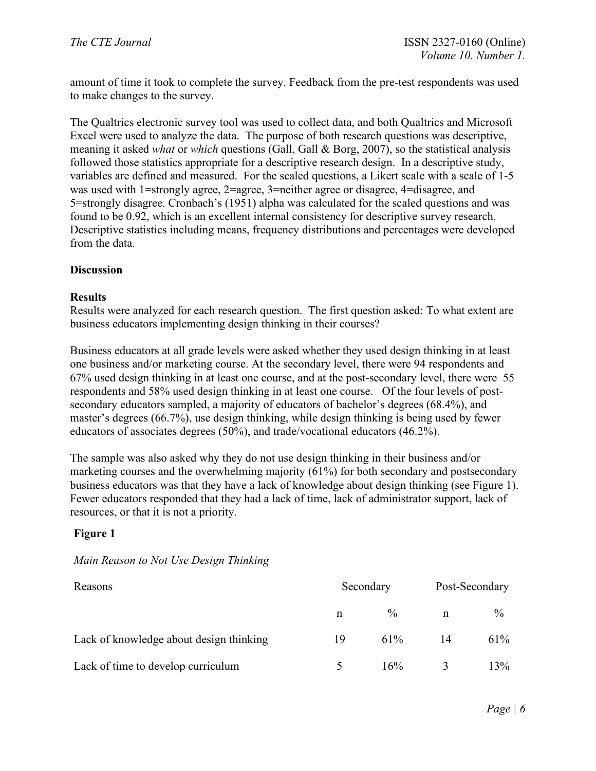amount of time it took to complete the survey. Feedback from the pre-test respondents was used to make changes to the survey.

The Qualtrics electronic survey tool was used to collect data, and both Qualtrics and Microsoft Excel were used to analyze the data. The purpose of both research questions was descriptive, meaning it asked *what* or *which* questions (Gall, Gall & Borg, 2007), so the statistical analysis followed those statistics appropriate for a descriptive research design. In a descriptive study, variables are defined and measured. For the scaled questions, a Likert scale with a scale of 1-5 was used with 1=strongly agree, 2=agree, 3=neither agree or disagree, 4=disagree, and 5=strongly disagree. Cronbach's (1951) alpha was calculated for the scaled questions and was found to be 0.92, which is an excellent internal consistency for descriptive survey research. Descriptive statistics including means, frequency distributions and percentages were developed from the data.

## Discussion

### Results

Results were analyzed for each research question. The first question asked: To what extent are business educators implementing design thinking in their courses?

Business educators at all grade levels were asked whether they used design thinking in at least one business and/or marketing course. At the secondary level, there were 94 respondents and 67% used design thinking in at least one course, and at the post-secondary level, there were 55 respondents and 58% used design thinking in at least one course. Of the four levels of post-secondary educators sampled, a majority of educators of bachelor's degrees (68.4%), and master's degrees (66.7%), use design thinking, while design thinking is being used by fewer educators of associates degrees (50%), and trade/vocational educators (46.2%).

The sample was also asked why they do not use design thinking in their business and/or marketing courses and the overwhelming majority (61%) for both secondary and postsecondary business educators was that they have a lack of knowledge about design thinking (see Figure 1). Fewer educators responded that they had a lack of time, lack of administrator support, lack of resources, or that it is not a priority.

**Figure 1**

*Main Reason to Not Use Design Thinking*

| Reasons | Secondary | | Post-Secondary | |
|---|---|---|---|---|
| | n | % | n | % |
| Lack of knowledge about design thinking | 19 | 61% | 14 | 61% |
| Lack of time to develop curriculum | 5 | 16% | 3 | 13% |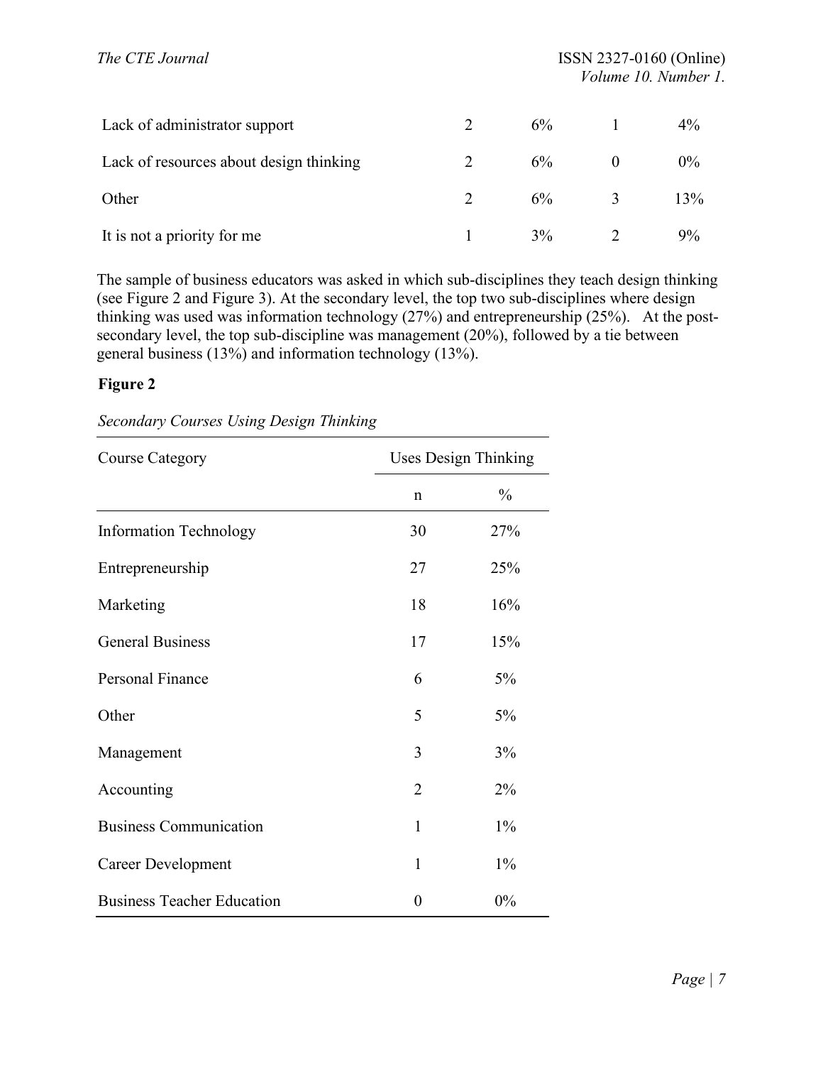| | | | | |
|---|---|---|---|---|
| Lack of administrator support | 2 | 6% | 1 | 4% |
| Lack of resources about design thinking | 2 | 6% | 0 | 0% |
| Other | 2 | 6% | 3 | 13% |
| It is not a priority for me | 1 | 3% | 2 | 9% |

The sample of business educators was asked in which sub-disciplines they teach design thinking (see Figure 2 and Figure 3). At the secondary level, the top two sub-disciplines where design thinking was used was information technology (27%) and entrepreneurship (25%). At the post-secondary level, the top sub-discipline was management (20%), followed by a tie between general business (13%) and information technology (13%).

**Figure 2**

*Secondary Courses Using Design Thinking*

| Course Category | Uses Design Thinking | |
|---|---|---|
| | n | % |
| Information Technology | 30 | 27% |
| Entrepreneurship | 27 | 25% |
| Marketing | 18 | 16% |
| General Business | 17 | 15% |
| Personal Finance | 6 | 5% |
| Other | 5 | 5% |
| Management | 3 | 3% |
| Accounting | 2 | 2% |
| Business Communication | 1 | 1% |
| Career Development | 1 | 1% |
| Business Teacher Education | 0 | 0% |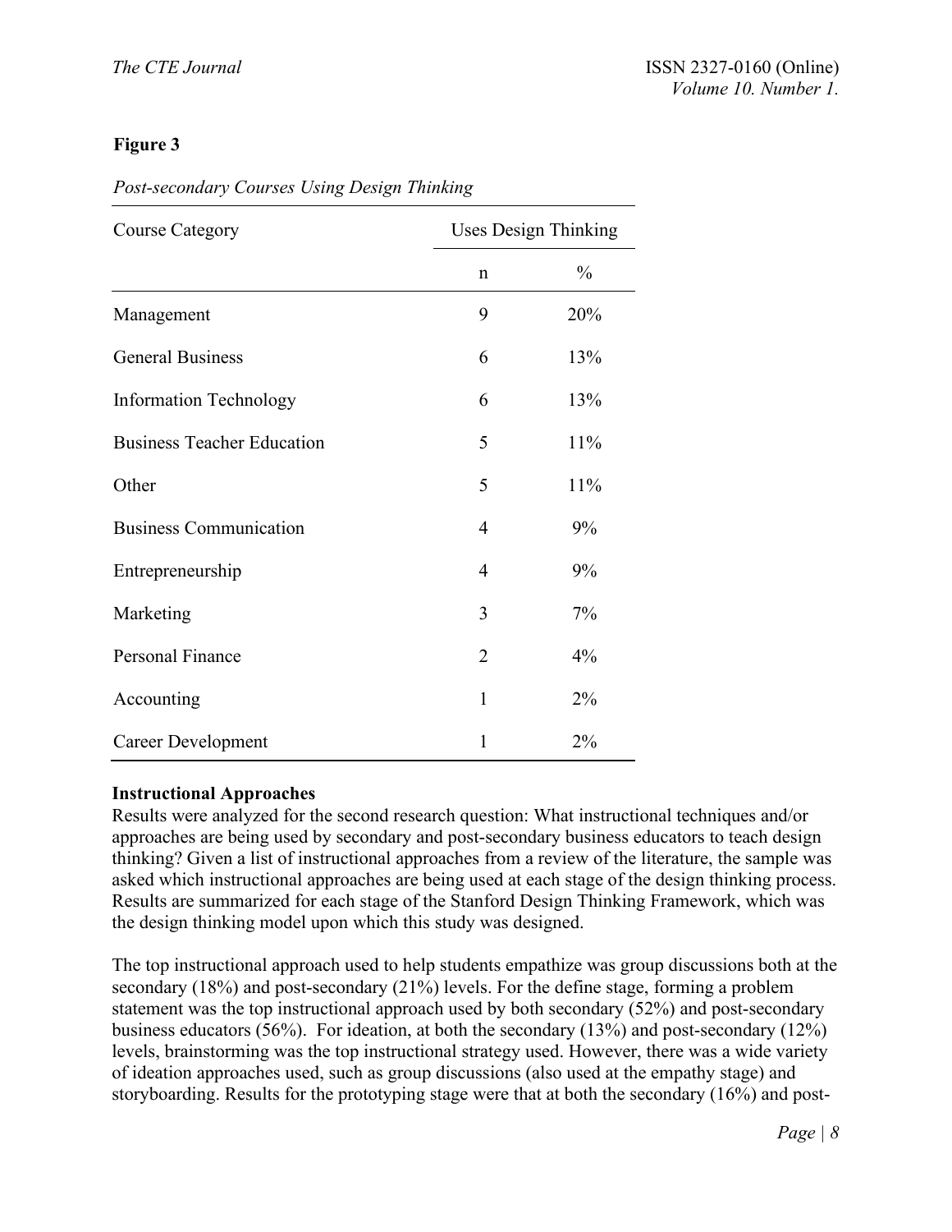**Figure 3**

*Post-secondary Courses Using Design Thinking*

| Course Category | Uses Design Thinking | |
|---|---|---|
| | n | % |
| Management | 9 | 20% |
| General Business | 6 | 13% |
| Information Technology | 6 | 13% |
| Business Teacher Education | 5 | 11% |
| Other | 5 | 11% |
| Business Communication | 4 | 9% |
| Entrepreneurship | 4 | 9% |
| Marketing | 3 | 7% |
| Personal Finance | 2 | 4% |
| Accounting | 1 | 2% |
| Career Development | 1 | 2% |

**Instructional Approaches**

Results were analyzed for the second research question: What instructional techniques and/or approaches are being used by secondary and post-secondary business educators to teach design thinking? Given a list of instructional approaches from a review of the literature, the sample was asked which instructional approaches are being used at each stage of the design thinking process. Results are summarized for each stage of the Stanford Design Thinking Framework, which was the design thinking model upon which this study was designed.

The top instructional approach used to help students empathize was group discussions both at the secondary (18%) and post-secondary (21%) levels. For the define stage, forming a problem statement was the top instructional approach used by both secondary (52%) and post-secondary business educators (56%). For ideation, at both the secondary (13%) and post-secondary (12%) levels, brainstorming was the top instructional strategy used. However, there was a wide variety of ideation approaches used, such as group discussions (also used at the empathy stage) and storyboarding. Results for the prototyping stage were that at both the secondary (16%) and post-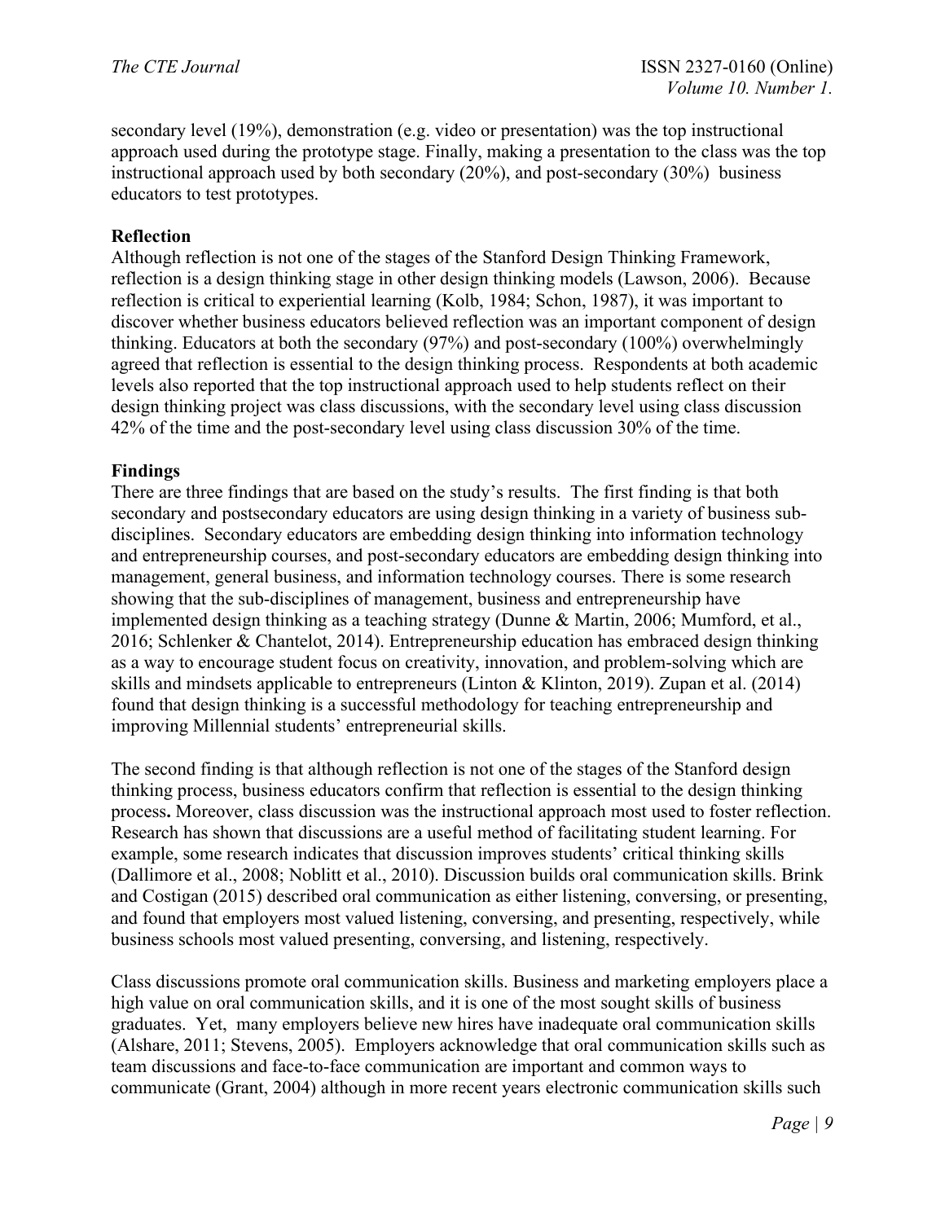secondary level (19%), demonstration (e.g. video or presentation) was the top instructional approach used during the prototype stage. Finally, making a presentation to the class was the top instructional approach used by both secondary (20%), and post-secondary (30%) business educators to test prototypes.

### Reflection

Although reflection is not one of the stages of the Stanford Design Thinking Framework, reflection is a design thinking stage in other design thinking models (Lawson, 2006). Because reflection is critical to experiential learning (Kolb, 1984; Schon, 1987), it was important to discover whether business educators believed reflection was an important component of design thinking. Educators at both the secondary (97%) and post-secondary (100%) overwhelmingly agreed that reflection is essential to the design thinking process. Respondents at both academic levels also reported that the top instructional approach used to help students reflect on their design thinking project was class discussions, with the secondary level using class discussion 42% of the time and the post-secondary level using class discussion 30% of the time.

### Findings

There are three findings that are based on the study's results. The first finding is that both secondary and postsecondary educators are using design thinking in a variety of business sub-disciplines. Secondary educators are embedding design thinking into information technology and entrepreneurship courses, and post-secondary educators are embedding design thinking into management, general business, and information technology courses. There is some research showing that the sub-disciplines of management, business and entrepreneurship have implemented design thinking as a teaching strategy (Dunne & Martin, 2006; Mumford, et al., 2016; Schlenker & Chantelot, 2014). Entrepreneurship education has embraced design thinking as a way to encourage student focus on creativity, innovation, and problem-solving which are skills and mindsets applicable to entrepreneurs (Linton & Klinton, 2019). Zupan et al. (2014) found that design thinking is a successful methodology for teaching entrepreneurship and improving Millennial students' entrepreneurial skills.

The second finding is that although reflection is not one of the stages of the Stanford design thinking process, business educators confirm that reflection is essential to the design thinking process**.** Moreover, class discussion was the instructional approach most used to foster reflection. Research has shown that discussions are a useful method of facilitating student learning. For example, some research indicates that discussion improves students' critical thinking skills (Dallimore et al., 2008; Noblitt et al., 2010). Discussion builds oral communication skills. Brink and Costigan (2015) described oral communication as either listening, conversing, or presenting, and found that employers most valued listening, conversing, and presenting, respectively, while business schools most valued presenting, conversing, and listening, respectively.

Class discussions promote oral communication skills. Business and marketing employers place a high value on oral communication skills, and it is one of the most sought skills of business graduates. Yet, many employers believe new hires have inadequate oral communication skills (Alshare, 2011; Stevens, 2005). Employers acknowledge that oral communication skills such as team discussions and face-to-face communication are important and common ways to communicate (Grant, 2004) although in more recent years electronic communication skills such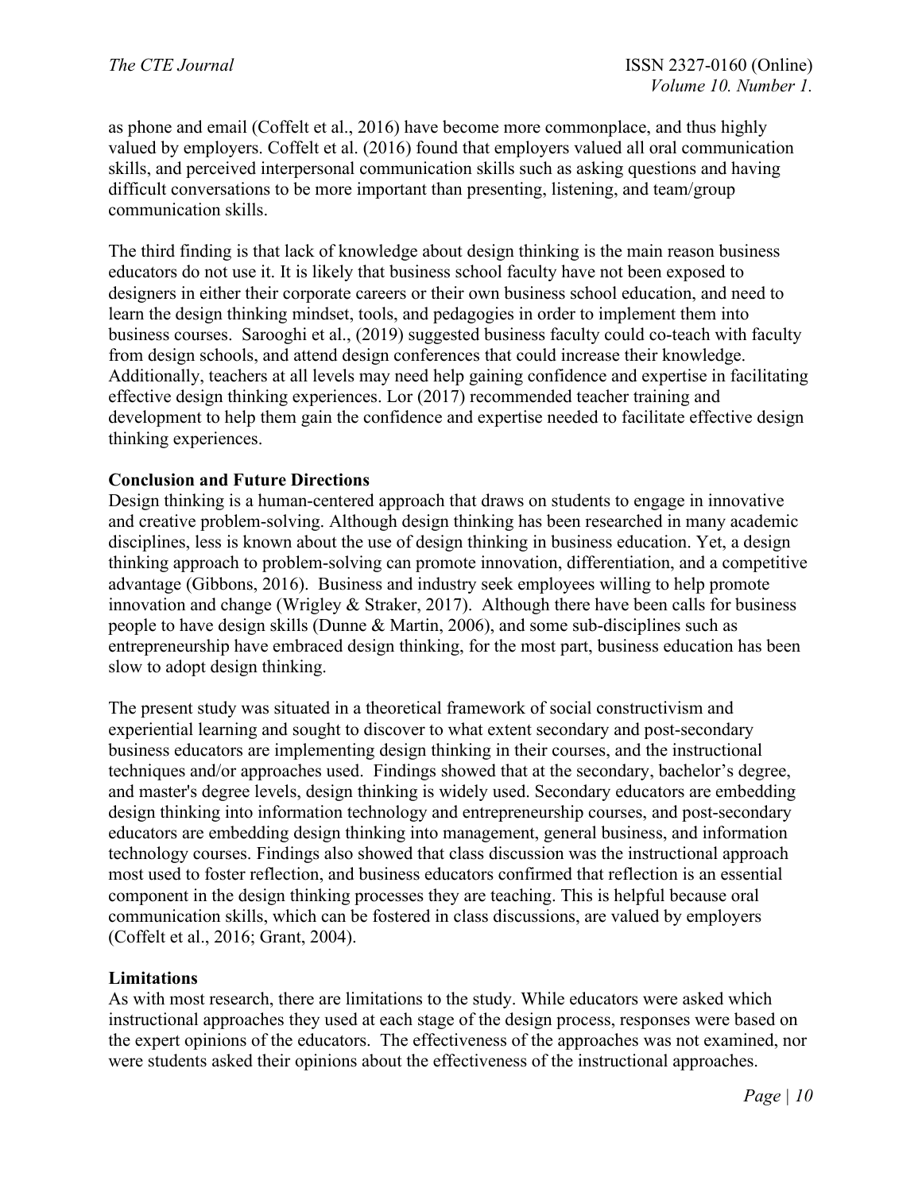as phone and email (Coffelt et al., 2016) have become more commonplace, and thus highly valued by employers. Coffelt et al. (2016) found that employers valued all oral communication skills, and perceived interpersonal communication skills such as asking questions and having difficult conversations to be more important than presenting, listening, and team/group communication skills.

The third finding is that lack of knowledge about design thinking is the main reason business educators do not use it. It is likely that business school faculty have not been exposed to designers in either their corporate careers or their own business school education, and need to learn the design thinking mindset, tools, and pedagogies in order to implement them into business courses. Sarooghi et al., (2019) suggested business faculty could co-teach with faculty from design schools, and attend design conferences that could increase their knowledge. Additionally, teachers at all levels may need help gaining confidence and expertise in facilitating effective design thinking experiences. Lor (2017) recommended teacher training and development to help them gain the confidence and expertise needed to facilitate effective design thinking experiences.

**Conclusion and Future Directions**

Design thinking is a human-centered approach that draws on students to engage in innovative and creative problem-solving. Although design thinking has been researched in many academic disciplines, less is known about the use of design thinking in business education. Yet, a design thinking approach to problem-solving can promote innovation, differentiation, and a competitive advantage (Gibbons, 2016). Business and industry seek employees willing to help promote innovation and change (Wrigley & Straker, 2017). Although there have been calls for business people to have design skills (Dunne & Martin, 2006), and some sub-disciplines such as entrepreneurship have embraced design thinking, for the most part, business education has been slow to adopt design thinking.

The present study was situated in a theoretical framework of social constructivism and experiential learning and sought to discover to what extent secondary and post-secondary business educators are implementing design thinking in their courses, and the instructional techniques and/or approaches used. Findings showed that at the secondary, bachelor's degree, and master's degree levels, design thinking is widely used. Secondary educators are embedding design thinking into information technology and entrepreneurship courses, and post-secondary educators are embedding design thinking into management, general business, and information technology courses. Findings also showed that class discussion was the instructional approach most used to foster reflection, and business educators confirmed that reflection is an essential component in the design thinking processes they are teaching. This is helpful because oral communication skills, which can be fostered in class discussions, are valued by employers (Coffelt et al., 2016; Grant, 2004).

**Limitations**

As with most research, there are limitations to the study. While educators were asked which instructional approaches they used at each stage of the design process, responses were based on the expert opinions of the educators. The effectiveness of the approaches was not examined, nor were students asked their opinions about the effectiveness of the instructional approaches.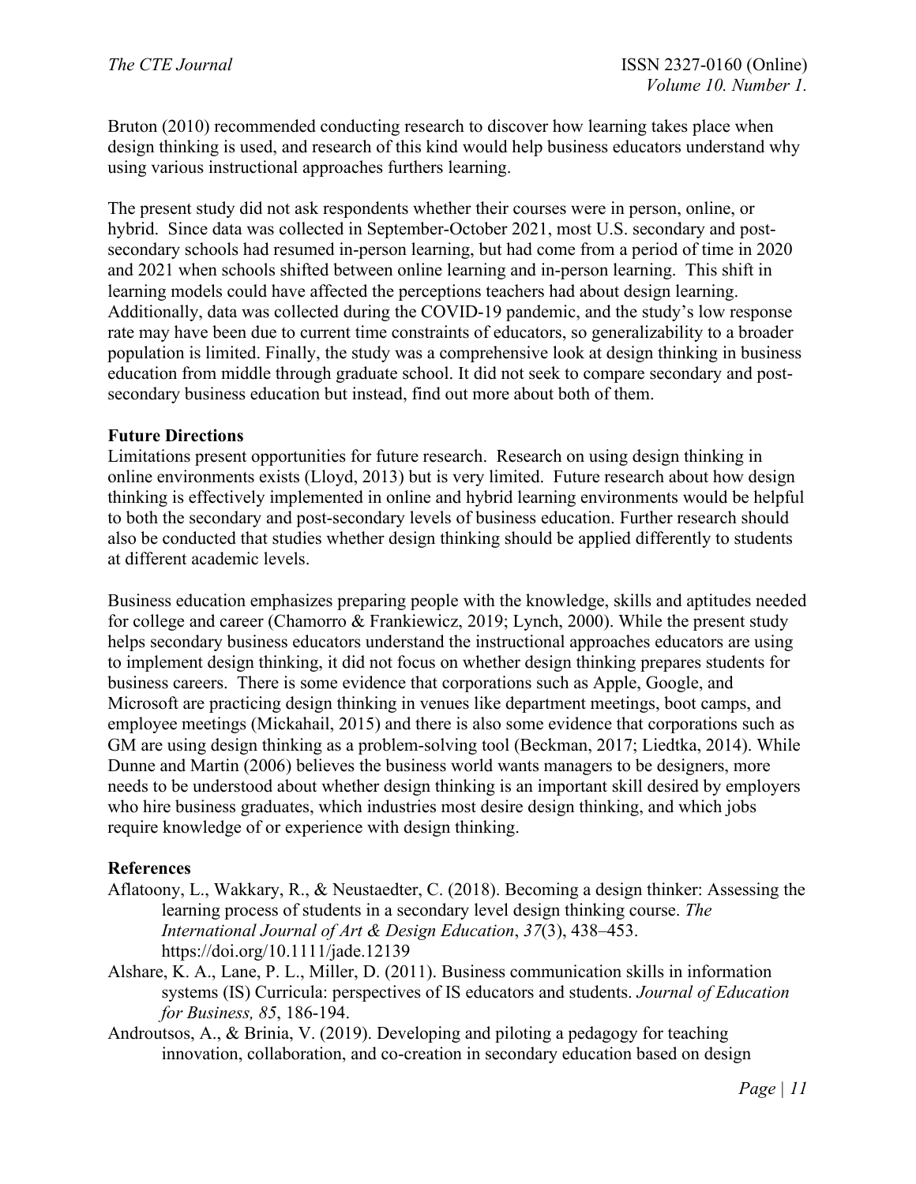Bruton (2010) recommended conducting research to discover how learning takes place when design thinking is used, and research of this kind would help business educators understand why using various instructional approaches furthers learning.

The present study did not ask respondents whether their courses were in person, online, or hybrid. Since data was collected in September-October 2021, most U.S. secondary and post-secondary schools had resumed in-person learning, but had come from a period of time in 2020 and 2021 when schools shifted between online learning and in-person learning. This shift in learning models could have affected the perceptions teachers had about design learning. Additionally, data was collected during the COVID-19 pandemic, and the study's low response rate may have been due to current time constraints of educators, so generalizability to a broader population is limited. Finally, the study was a comprehensive look at design thinking in business education from middle through graduate school. It did not seek to compare secondary and post-secondary business education but instead, find out more about both of them.

**Future Directions**

Limitations present opportunities for future research. Research on using design thinking in online environments exists (Lloyd, 2013) but is very limited. Future research about how design thinking is effectively implemented in online and hybrid learning environments would be helpful to both the secondary and post-secondary levels of business education. Further research should also be conducted that studies whether design thinking should be applied differently to students at different academic levels.

Business education emphasizes preparing people with the knowledge, skills and aptitudes needed for college and career (Chamorro & Frankiewicz, 2019; Lynch, 2000). While the present study helps secondary business educators understand the instructional approaches educators are using to implement design thinking, it did not focus on whether design thinking prepares students for business careers. There is some evidence that corporations such as Apple, Google, and Microsoft are practicing design thinking in venues like department meetings, boot camps, and employee meetings (Mickahail, 2015) and there is also some evidence that corporations such as GM are using design thinking as a problem-solving tool (Beckman, 2017; Liedtka, 2014). While Dunne and Martin (2006) believes the business world wants managers to be designers, more needs to be understood about whether design thinking is an important skill desired by employers who hire business graduates, which industries most desire design thinking, and which jobs require knowledge of or experience with design thinking.

**References**

Aflatoony, L., Wakkary, R., & Neustaedter, C. (2018). Becoming a design thinker: Assessing the learning process of students in a secondary level design thinking course. *The International Journal of Art & Design Education*, *37*(3), 438–453. https://doi.org/10.1111/jade.12139

Alshare, K. A., Lane, P. L., Miller, D. (2011). Business communication skills in information systems (IS) Curricula: perspectives of IS educators and students. *Journal of Education for Business, 85*, 186-194.

Androutsos, A., & Brinia, V. (2019). Developing and piloting a pedagogy for teaching innovation, collaboration, and co-creation in secondary education based on design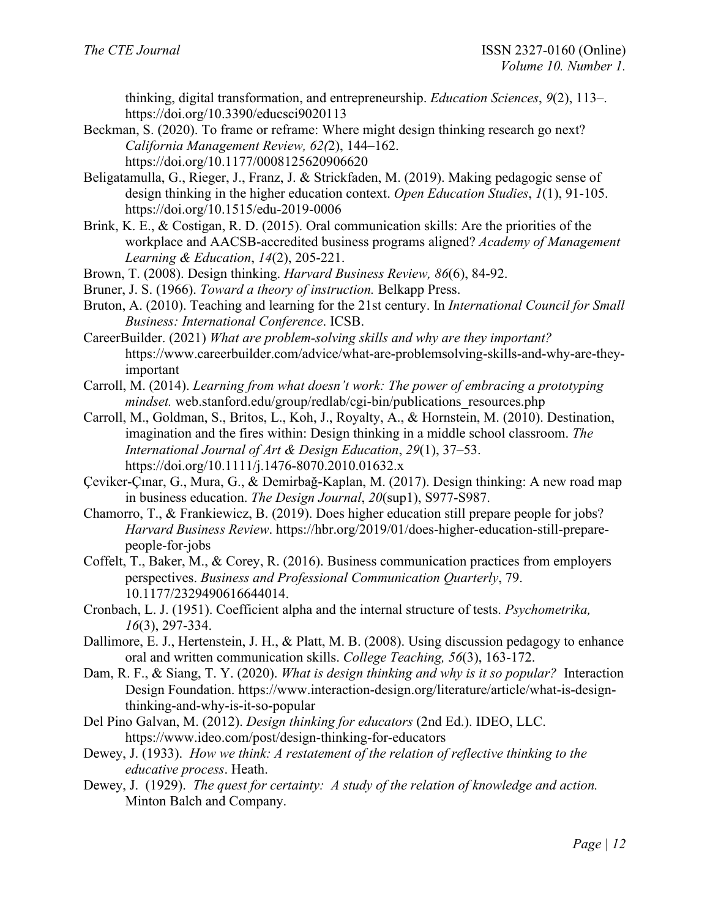thinking, digital transformation, and entrepreneurship. *Education Sciences*, *9*(2), 113–. https://doi.org/10.3390/educsci9020113

Beckman, S. (2020). To frame or reframe: Where might design thinking research go next? *California Management Review, 62(*2), 144–162. https://doi.org/10.1177/0008125620906620

Beligatamulla, G., Rieger, J., Franz, J. & Strickfaden, M. (2019). Making pedagogic sense of design thinking in the higher education context. *Open Education Studies*, *1*(1), 91-105. https://doi.org/10.1515/edu-2019-0006

Brink, K. E., & Costigan, R. D. (2015). Oral communication skills: Are the priorities of the workplace and AACSB-accredited business programs aligned? *Academy of Management Learning & Education*, *14*(2), 205-221.

Brown, T. (2008). Design thinking. *Harvard Business Review, 86*(6), 84-92.

Bruner, J. S. (1966). *Toward a theory of instruction.* Belkapp Press.

Bruton, A. (2010). Teaching and learning for the 21st century. In *International Council for Small Business: International Conference*. ICSB.

CareerBuilder. (2021) *What are problem-solving skills and why are they important?* https://www.careerbuilder.com/advice/what-are-problemsolving-skills-and-why-are-they-important

Carroll, M. (2014). *Learning from what doesn't work: The power of embracing a prototyping mindset.* web.stanford.edu/group/redlab/cgi-bin/publications_resources.php

Carroll, M., Goldman, S., Britos, L., Koh, J., Royalty, A., & Hornstein, M. (2010). Destination, imagination and the fires within: Design thinking in a middle school classroom. *The International Journal of Art & Design Education*, *29*(1), 37–53. https://doi.org/10.1111/j.1476-8070.2010.01632.x

Çeviker-Çınar, G., Mura, G., & Demirbağ-Kaplan, M. (2017). Design thinking: A new road map in business education. *The Design Journal*, *20*(sup1), S977-S987.

Chamorro, T., & Frankiewicz, B. (2019). Does higher education still prepare people for jobs? *Harvard Business Review*. https://hbr.org/2019/01/does-higher-education-still-prepare-people-for-jobs

Coffelt, T., Baker, M., & Corey, R. (2016). Business communication practices from employers perspectives. *Business and Professional Communication Quarterly*, 79. 10.1177/2329490616644014.

Cronbach, L. J. (1951). Coefficient alpha and the internal structure of tests. *Psychometrika, 16*(3), 297-334.

Dallimore, E. J., Hertenstein, J. H., & Platt, M. B. (2008). Using discussion pedagogy to enhance oral and written communication skills. *College Teaching, 56*(3), 163-172.

Dam, R. F., & Siang, T. Y. (2020). *What is design thinking and why is it so popular?* Interaction Design Foundation. https://www.interaction-design.org/literature/article/what-is-design-thinking-and-why-is-it-so-popular

Del Pino Galvan, M. (2012). *Design thinking for educators* (2nd Ed.). IDEO, LLC. https://www.ideo.com/post/design-thinking-for-educators

Dewey, J. (1933). *How we think: A restatement of the relation of reflective thinking to the educative process*. Heath.

Dewey, J. (1929). *The quest for certainty: A study of the relation of knowledge and action.* Minton Balch and Company.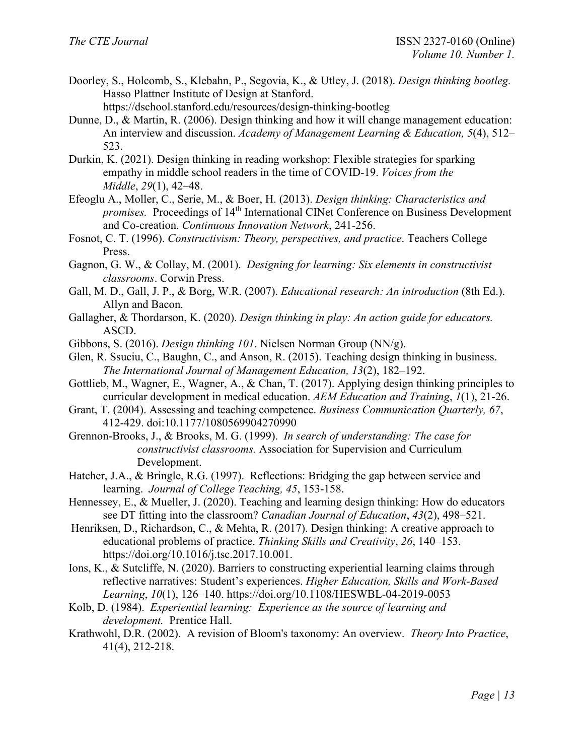Doorley, S., Holcomb, S., Klebahn, P., Segovia, K., & Utley, J. (2018). *Design thinking bootleg.* Hasso Plattner Institute of Design at Stanford. https://dschool.stanford.edu/resources/design-thinking-bootleg

Dunne, D., & Martin, R. (2006). Design thinking and how it will change management education: An interview and discussion. *Academy of Management Learning & Education, 5*(4), 512–523.

Durkin, K. (2021). Design thinking in reading workshop: Flexible strategies for sparking empathy in middle school readers in the time of COVID-19. *Voices from the Middle*, *29*(1), 42–48.

Efeoglu A., Moller, C., Serie, M., & Boer, H. (2013). *Design thinking: Characteristics and promises.* Proceedings of 14th International CINet Conference on Business Development and Co-creation. *Continuous Innovation Network*, 241-256.

Fosnot, C. T. (1996). *Constructivism: Theory, perspectives, and practice*. Teachers College Press.

Gagnon, G. W., & Collay, M. (2001). *Designing for learning: Six elements in constructivist classrooms*. Corwin Press.

Gall, M. D., Gall, J. P., & Borg, W.R. (2007). *Educational research: An introduction* (8th Ed.). Allyn and Bacon.

Gallagher, & Thordarson, K. (2020). *Design thinking in play: An action guide for educators.* ASCD.

Gibbons, S. (2016). *Design thinking 101*. Nielsen Norman Group (NN/g).

Glen, R. Ssuciu, C., Baughn, C., and Anson, R. (2015). Teaching design thinking in business. *The International Journal of Management Education, 13*(2), 182–192.

Gottlieb, M., Wagner, E., Wagner, A., & Chan, T. (2017). Applying design thinking principles to curricular development in medical education. *AEM Education and Training*, *1*(1), 21-26.

Grant, T. (2004). Assessing and teaching competence. *Business Communication Quarterly, 67*, 412-429. doi:10.1177/1080569904270990

Grennon-Brooks, J., & Brooks, M. G. (1999). *In search of understanding: The case for constructivist classrooms.* Association for Supervision and Curriculum Development.

Hatcher, J.A., & Bringle, R.G. (1997). Reflections: Bridging the gap between service and learning. *Journal of College Teaching, 45*, 153-158.

Hennessey, E., & Mueller, J. (2020). Teaching and learning design thinking: How do educators see DT fitting into the classroom? *Canadian Journal of Education*, *43*(2), 498–521.

Henriksen, D., Richardson, C., & Mehta, R. (2017). Design thinking: A creative approach to educational problems of practice. *Thinking Skills and Creativity*, *26*, 140–153. https://doi.org/10.1016/j.tsc.2017.10.001.

Ions, K., & Sutcliffe, N. (2020). Barriers to constructing experiential learning claims through reflective narratives: Student's experiences. *Higher Education, Skills and Work-Based Learning*, *10*(1), 126–140. https://doi.org/10.1108/HESWBL-04-2019-0053

Kolb, D. (1984). *Experiential learning: Experience as the source of learning and development.* Prentice Hall.

Krathwohl, D.R. (2002). A revision of Bloom's taxonomy: An overview. *Theory Into Practice*, 41(4), 212-218.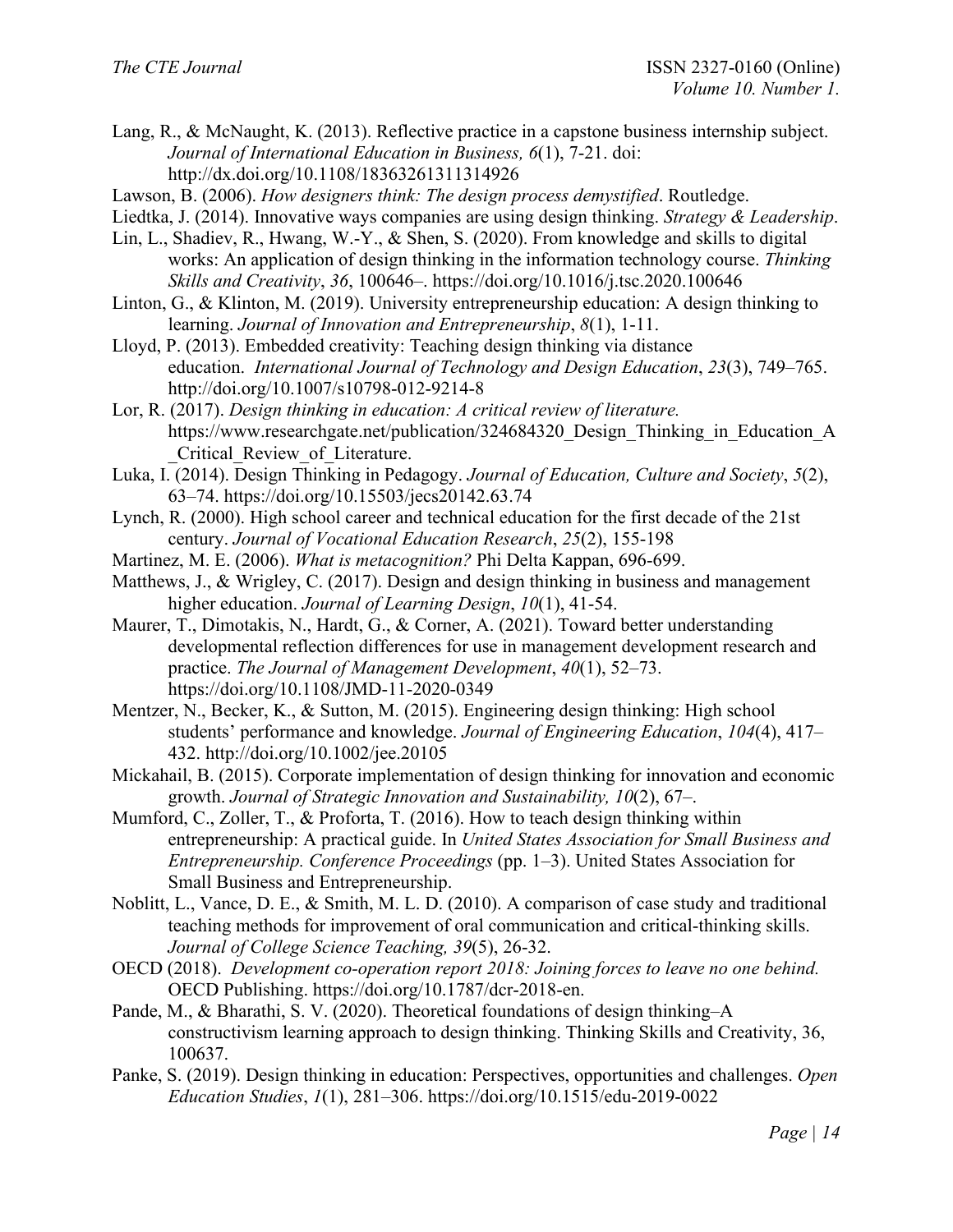Lang, R., & McNaught, K. (2013). Reflective practice in a capstone business internship subject. *Journal of International Education in Business, 6*(1), 7-21. doi: http://dx.doi.org/10.1108/18363261311314926

Lawson, B. (2006). *How designers think: The design process demystified*. Routledge.

Liedtka, J. (2014). Innovative ways companies are using design thinking. *Strategy & Leadership*.

Lin, L., Shadiev, R., Hwang, W.-Y., & Shen, S. (2020). From knowledge and skills to digital works: An application of design thinking in the information technology course. *Thinking Skills and Creativity*, *36*, 100646–. https://doi.org/10.1016/j.tsc.2020.100646

Linton, G., & Klinton, M. (2019). University entrepreneurship education: A design thinking to learning. *Journal of Innovation and Entrepreneurship*, *8*(1), 1-11.

Lloyd, P. (2013). Embedded creativity: Teaching design thinking via distance education. *International Journal of Technology and Design Education*, *23*(3), 749–765. http://doi.org/10.1007/s10798-012-9214-8

Lor, R. (2017). *Design thinking in education: A critical review of literature.* https://www.researchgate.net/publication/324684320_Design_Thinking_in_Education_A_Critical_Review_of_Literature.

Luka, I. (2014). Design Thinking in Pedagogy. *Journal of Education, Culture and Society*, *5*(2), 63–74. https://doi.org/10.15503/jecs20142.63.74

Lynch, R. (2000). High school career and technical education for the first decade of the 21st century. *Journal of Vocational Education Research*, *25*(2), 155-198

Martinez, M. E. (2006). *What is metacognition?* Phi Delta Kappan, 696-699.

Matthews, J., & Wrigley, C. (2017). Design and design thinking in business and management higher education. *Journal of Learning Design*, *10*(1), 41-54.

Maurer, T., Dimotakis, N., Hardt, G., & Corner, A. (2021). Toward better understanding developmental reflection differences for use in management development research and practice. *The Journal of Management Development*, *40*(1), 52–73. https://doi.org/10.1108/JMD-11-2020-0349

Mentzer, N., Becker, K., & Sutton, M. (2015). Engineering design thinking: High school students' performance and knowledge. *Journal of Engineering Education*, *104*(4), 417–432. http://doi.org/10.1002/jee.20105

Mickahail, B. (2015). Corporate implementation of design thinking for innovation and economic growth. *Journal of Strategic Innovation and Sustainability, 10*(2), 67–.

Mumford, C., Zoller, T., & Proforta, T. (2016). How to teach design thinking within entrepreneurship: A practical guide. In *United States Association for Small Business and Entrepreneurship. Conference Proceedings* (pp. 1–3). United States Association for Small Business and Entrepreneurship.

Noblitt, L., Vance, D. E., & Smith, M. L. D. (2010). A comparison of case study and traditional teaching methods for improvement of oral communication and critical-thinking skills. *Journal of College Science Teaching, 39*(5), 26-32.

OECD (2018). *Development co-operation report 2018: Joining forces to leave no one behind.* OECD Publishing. https://doi.org/10.1787/dcr-2018-en.

Pande, M., & Bharathi, S. V. (2020). Theoretical foundations of design thinking–A constructivism learning approach to design thinking. Thinking Skills and Creativity, 36, 100637.

Panke, S. (2019). Design thinking in education: Perspectives, opportunities and challenges. *Open Education Studies*, *1*(1), 281–306. https://doi.org/10.1515/edu-2019-0022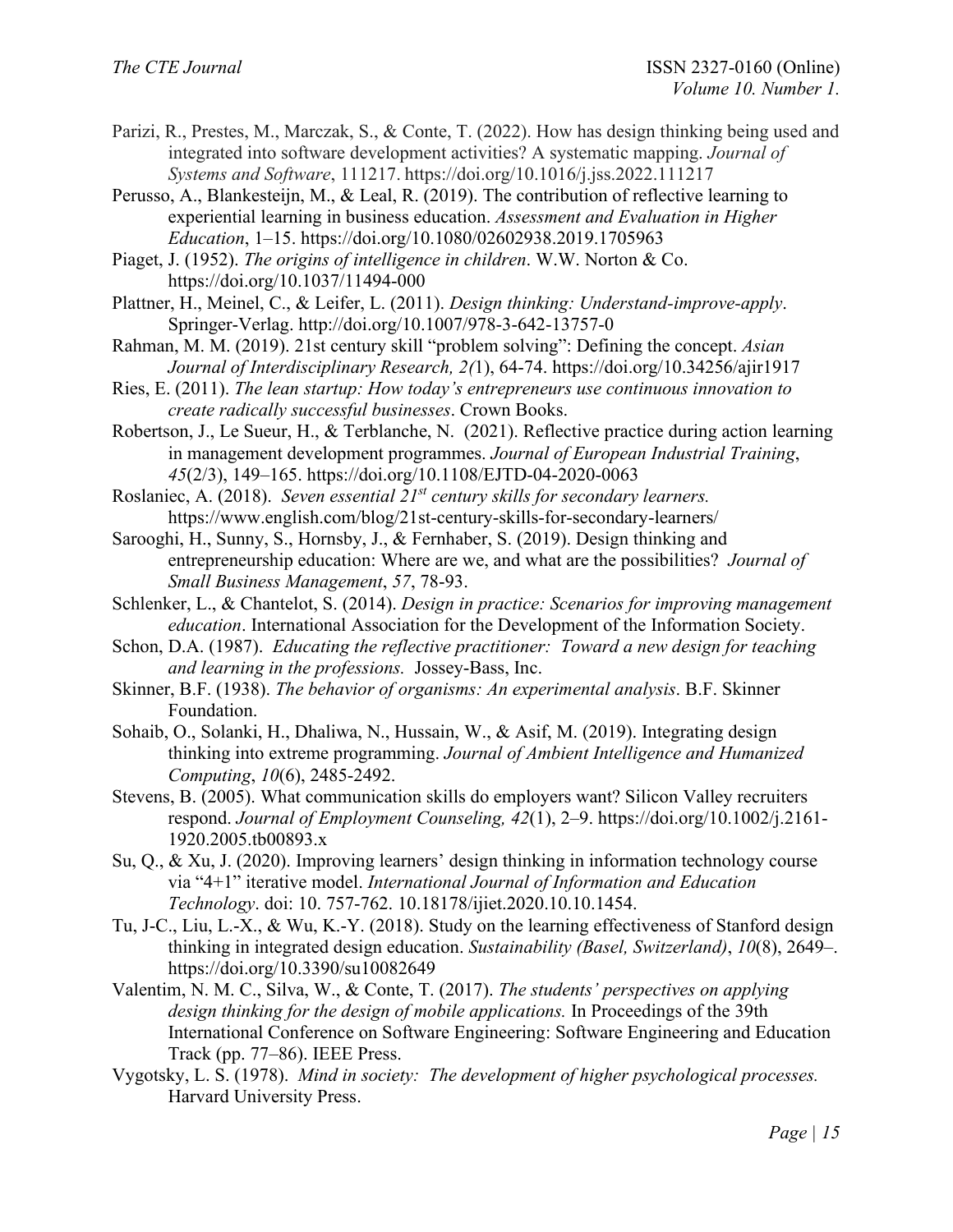Parizi, R., Prestes, M., Marczak, S., & Conte, T. (2022). How has design thinking being used and integrated into software development activities? A systematic mapping. *Journal of Systems and Software*, 111217. https://doi.org/10.1016/j.jss.2022.111217

Perusso, A., Blankesteijn, M., & Leal, R. (2019). The contribution of reflective learning to experiential learning in business education. *Assessment and Evaluation in Higher Education*, 1–15. https://doi.org/10.1080/02602938.2019.1705963

Piaget, J. (1952). *The origins of intelligence in children*. W.W. Norton & Co. https://doi.org/10.1037/11494-000

Plattner, H., Meinel, C., & Leifer, L. (2011). *Design thinking: Understand-improve-apply*. Springer-Verlag. http://doi.org/10.1007/978-3-642-13757-0

Rahman, M. M. (2019). 21st century skill "problem solving": Defining the concept. *Asian Journal of Interdisciplinary Research, 2(*1), 64-74. https://doi.org/10.34256/ajir1917

Ries, E. (2011). *The lean startup: How today's entrepreneurs use continuous innovation to create radically successful businesses*. Crown Books.

Robertson, J., Le Sueur, H., & Terblanche, N. (2021). Reflective practice during action learning in management development programmes. *Journal of European Industrial Training*, *45*(2/3), 149–165. https://doi.org/10.1108/EJTD-04-2020-0063

Roslaniec, A. (2018). *Seven essential 21st century skills for secondary learners.* https://www.english.com/blog/21st-century-skills-for-secondary-learners/

Sarooghi, H., Sunny, S., Hornsby, J., & Fernhaber, S. (2019). Design thinking and entrepreneurship education: Where are we, and what are the possibilities? *Journal of Small Business Management*, *57*, 78-93.

Schlenker, L., & Chantelot, S. (2014). *Design in practice: Scenarios for improving management education*. International Association for the Development of the Information Society.

Schon, D.A. (1987). *Educating the reflective practitioner: Toward a new design for teaching and learning in the professions.* Jossey-Bass, Inc.

Skinner, B.F. (1938). *The behavior of organisms: An experimental analysis*. B.F. Skinner Foundation.

Sohaib, O., Solanki, H., Dhaliwa, N., Hussain, W., & Asif, M. (2019). Integrating design thinking into extreme programming. *Journal of Ambient Intelligence and Humanized Computing*, *10*(6), 2485-2492.

Stevens, B. (2005). What communication skills do employers want? Silicon Valley recruiters respond. *Journal of Employment Counseling, 42*(1), 2–9. https://doi.org/10.1002/j.2161-1920.2005.tb00893.x

Su, Q., & Xu, J. (2020). Improving learners' design thinking in information technology course via "4+1" iterative model. *International Journal of Information and Education Technology*. doi: 10. 757-762. 10.18178/ijiet.2020.10.10.1454.

Tu, J-C., Liu, L.-X., & Wu, K.-Y. (2018). Study on the learning effectiveness of Stanford design thinking in integrated design education. *Sustainability (Basel, Switzerland)*, *10*(8), 2649–. https://doi.org/10.3390/su10082649

Valentim, N. M. C., Silva, W., & Conte, T. (2017). *The students' perspectives on applying design thinking for the design of mobile applications.* In Proceedings of the 39th International Conference on Software Engineering: Software Engineering and Education Track (pp. 77–86). IEEE Press.

Vygotsky, L. S. (1978). *Mind in society: The development of higher psychological processes.* Harvard University Press.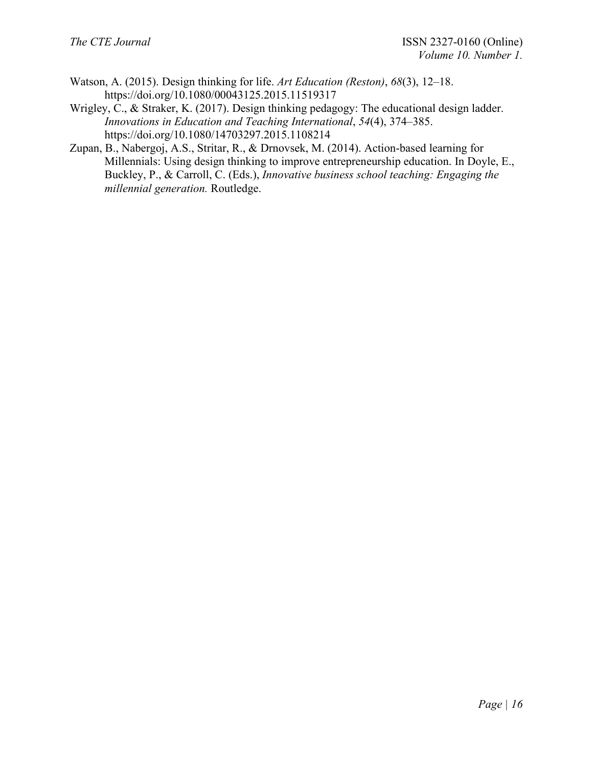Watson, A. (2015). Design thinking for life. *Art Education (Reston)*, *68*(3), 12–18. https://doi.org/10.1080/00043125.2015.11519317

Wrigley, C., & Straker, K. (2017). Design thinking pedagogy: The educational design ladder. *Innovations in Education and Teaching International*, *54*(4), 374–385. https://doi.org/10.1080/14703297.2015.1108214

Zupan, B., Nabergoj, A.S., Stritar, R., & Drnovsek, M. (2014). Action-based learning for Millennials: Using design thinking to improve entrepreneurship education. In Doyle, E., Buckley, P., & Carroll, C. (Eds.), *Innovative business school teaching: Engaging the millennial generation.* Routledge.